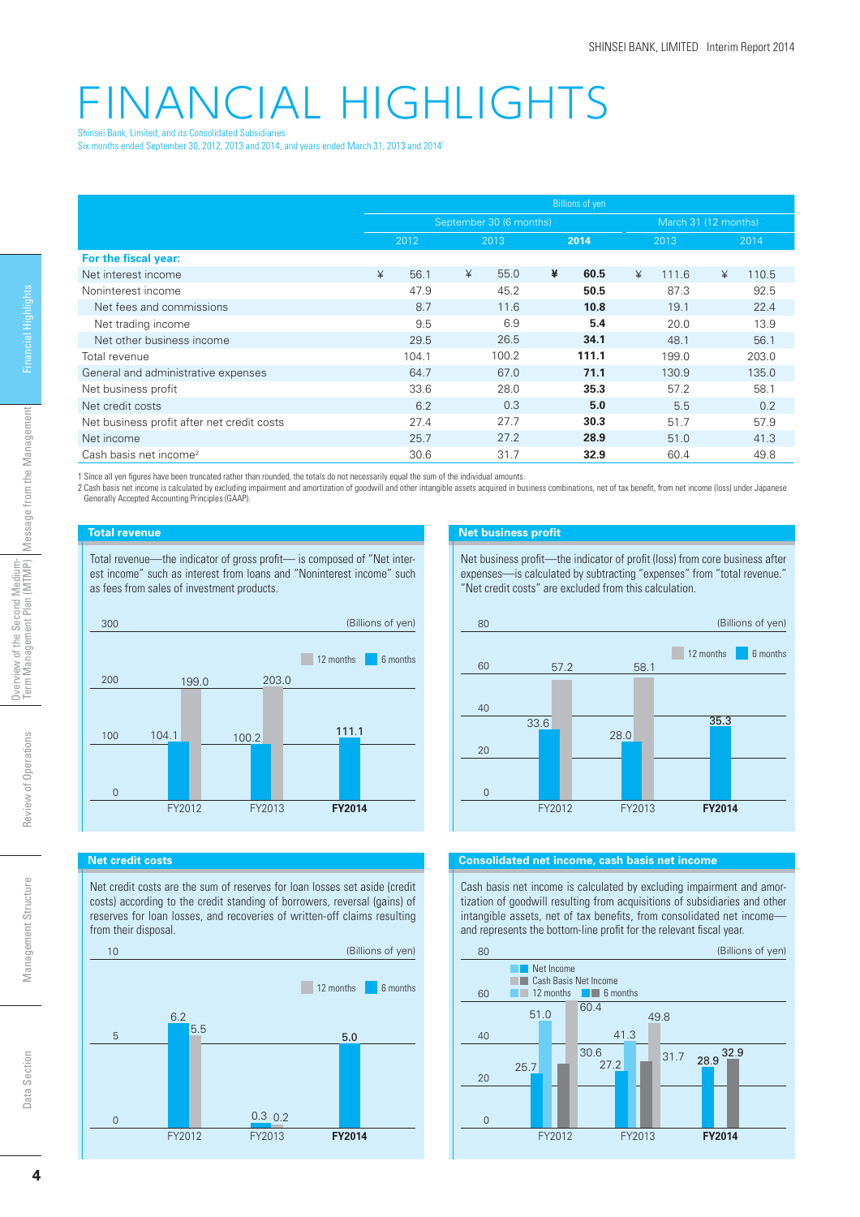# FINANCIAL HIGHLIGHTS

Shinsei Bank, Limited, and its Consolidated Subsidiaries
Six months ended September 30, 2012, 2013 and 2014, and years ended March 31, 2013 and 2014[1]

| | Billions of yen | | | | |
|---|---|---|---|---|---|
| | September 30 (6 months) | | | March 31 (12 months) | |
| | 2012 | 2013 | **2014** | 2013 | 2014 |
| **For the fiscal year:** | | | | | |
| Net interest income | ¥ 56.1 | ¥ 55.0 | **¥ 60.5** | ¥ 111.6 | ¥ 110.5 |
| Noninterest income | 47.9 | 45.2 | **50.5** | 87.3 | 92.5 |
| Net fees and commissions | 8.7 | 11.6 | **10.8** | 19.1 | 22.4 |
| Net trading income | 9.5 | 6.9 | **5.4** | 20.0 | 13.9 |
| Net other business income | 29.5 | 26.5 | **34.1** | 48.1 | 56.1 |
| Total revenue | 104.1 | 100.2 | **111.1** | 199.0 | 203.0 |
| General and administrative expenses | 64.7 | 67.0 | **71.1** | 130.9 | 135.0 |
| Net business profit | 33.6 | 28.0 | **35.3** | 57.2 | 58.1 |
| Net credit costs | 6.2 | 0.3 | **5.0** | 5.5 | 0.2 |
| Net business profit after net credit costs | 27.4 | 27.7 | **30.3** | 51.7 | 57.9 |
| Net income | 25.7 | 27.2 | **28.9** | 51.0 | 41.3 |
| Cash basis net income[2] | 30.6 | 31.7 | **32.9** | 60.4 | 49.8 |

1 Since all yen figures have been truncated rather than rounded, the totals do not necessarily equal the sum of the individual amounts.
2 Cash basis net income is calculated by excluding impairment and amortization of goodwill and other intangible assets acquired in business combinations, net of tax benefit, from net income (loss) under Japanese Generally Accepted Accounting Principles (GAAP).

## Total revenue

Total revenue—the indicator of gross profit— is composed of "Net interest income" such as interest from loans and "Noninterest income" such as fees from sales of investment products.

(Billions of yen)

| | 6 months | 12 months |
|---|---|---|
| FY2012 | 104.1 | 199.0 |
| FY2013 | 100.2 | 203.0 |
| **FY2014** | 111.1 | |

## Net business profit

Net business profit—the indicator of profit (loss) from core business after expenses—is calculated by subtracting "expenses" from "total revenue." "Net credit costs" are excluded from this calculation.

(Billions of yen)

| | 6 months | 12 months |
|---|---|---|
| FY2012 | 33.6 | 57.2 |
| FY2013 | 28.0 | 58.1 |
| **FY2014** | 35.3 | |

## Net credit costs

Net credit costs are the sum of reserves for loan losses set aside (credit costs) according to the credit standing of borrowers, reversal (gains) of reserves for loan losses, and recoveries of written-off claims resulting from their disposal.

(Billions of yen)

| | 6 months | 12 months |
|---|---|---|
| FY2012 | 6.2 | 5.5 |
| FY2013 | 0.3 | 0.2 |
| **FY2014** | 5.0 | |

## Consolidated net income, cash basis net income

Cash basis net income is calculated by excluding impairment and amortization of goodwill resulting from acquisitions of subsidiaries and other intangible assets, net of tax benefits, from consolidated net income—and represents the bottom-line profit for the relevant fiscal year.

(Billions of yen)

| | Net Income (6 months) | Net Income (12 months) | Cash Basis Net Income (6 months) | Cash Basis Net Income (12 months) |
|---|---|---|---|---|
| FY2012 | 25.7 | 51.0 | 30.6 | 60.4 |
| FY2013 | 27.2 | 41.3 | 31.7 | 49.8 |
| **FY2014** | 28.9 | | 32.9 | |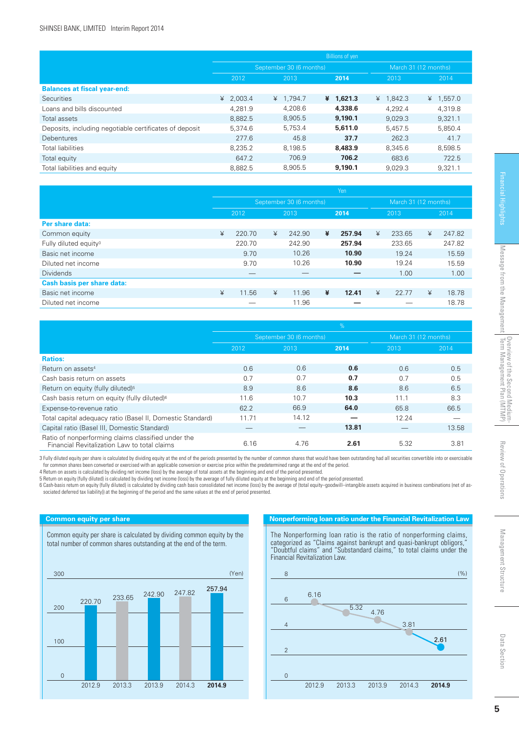| | Billions of yen | | | | |
|---|---|---|---|---|---|
| | September 30 (6 months) | | | March 31 (12 months) | |
| | 2012 | 2013 | **2014** | 2013 | 2014 |
| **Balances at fiscal year-end:** | | | | | |
| Securities | ¥ 2,003.4 | ¥ 1,794.7 | **¥ 1,621.3** | ¥ 1,842.3 | ¥ 1,557.0 |
| Loans and bills discounted | 4,281.9 | 4,208.6 | **4,338.6** | 4,292.4 | 4,319.8 |
| Total assets | 8,882.5 | 8,905.5 | **9,190.1** | 9,029.3 | 9,321.1 |
| Deposits, including negotiable certificates of deposit | 5,374.6 | 5,753.4 | **5,611.0** | 5,457.5 | 5,850.4 |
| Debentures | 277.6 | 45.8 | **37.7** | 262.3 | 41.7 |
| Total liabilities | 8,235.2 | 8,198.5 | **8,483.9** | 8,345.6 | 8,598.5 |
| Total equity | 647.2 | 706.9 | **706.2** | 683.6 | 722.5 |
| Total liabilities and equity | 8,882.5 | 8,905.5 | **9,190.1** | 9,029.3 | 9,321.1 |

| | Yen | | | | |
|---|---|---|---|---|---|
| | September 30 (6 months) | | | March 31 (12 months) | |
| | 2012 | 2013 | **2014** | 2013 | 2014 |
| **Per share data:** | | | | | |
| Common equity | ¥ 220.70 | ¥ 242.90 | **¥ 257.94** | ¥ 233.65 | ¥ 247.82 |
| Fully diluted equity[3] | 220.70 | 242.90 | **257.94** | 233.65 | 247.82 |
| Basic net income | 9.70 | 10.26 | **10.90** | 19.24 | 15.59 |
| Diluted net income | 9.70 | 10.26 | **10.90** | 19.24 | 15.59 |
| Dividends | — | — | **—** | 1.00 | 1.00 |
| **Cash basis per share data:** | | | | | |
| Basic net income | ¥ 11.56 | ¥ 11.96 | **¥ 12.41** | ¥ 22.77 | ¥ 18.78 |
| Diluted net income | — | 11.96 | **—** | — | 18.78 |

| | % | | | | |
|---|---|---|---|---|---|
| | September 30 (6 months) | | | March 31 (12 months) | |
| | 2012 | 2013 | **2014** | 2013 | 2014 |
| **Ratios:** | | | | | |
| Return on assets[4] | 0.6 | 0.6 | **0.6** | 0.6 | 0.5 |
| Cash basis return on assets | 0.7 | 0.7 | **0.7** | 0.7 | 0.5 |
| Return on equity (fully diluted)[5] | 8.9 | 8.6 | **8.6** | 8.6 | 6.5 |
| Cash basis return on equity (fully diluted)[6] | 11.6 | 10.7 | **10.3** | 11.1 | 8.3 |
| Expense-to-revenue ratio | 62.2 | 66.9 | **64.0** | 65.8 | 66.5 |
| Total capital adequacy ratio (Basel II, Domestic Standard) | 11.71 | 14.12 | **—** | 12.24 | — |
| Capital ratio (Basel III, Domestic Standard) | — | — | **13.81** | — | 13.58 |
| Ratio of nonperforming claims classified under the Financial Revitalization Law to total claims | 6.16 | 4.76 | **2.61** | 5.32 | 3.81 |

3 Fully diluted equity per share is calculated by dividing equity at the end of the periods presented by the number of common shares that would have been outstanding had all securities convertible into or exercisable for common shares been converted or exercised with an applicable conversion or exercise price within the predetermined range at the end of the period.
4 Return on assets is calculated by dividing net income (loss) by the average of total assets at the beginning and end of the period presented.
5 Return on equity (fully diluted) is calculated by dividing net income (loss) by the average of fully diluted equity at the beginning and end of the period presented.
6 Cash-basis return on equity (fully diluted) is calculated by dividing cash basis consolidated net income (loss) by the average of (total equity–goodwill–intangible assets acquired in business combinations (net of associated deferred tax liability)) at the beginning of the period and the same values at the end of period presented.

## Common equity per share

Common equity per share is calculated by dividing common equity by the total number of common shares outstanding at the end of the term.

(Yen)
300
200
100
0
220.70
233.65
242.90
247.82
257.94
2012.9
2013.3
2013.9
2014.3
**2014.9**

## Nonperforming loan ratio under the Financial Revitalization Law

The Nonperforming loan ratio is the ratio of nonperforming claims, categorized as "Claims against bankrupt and quasi-bankrupt obligors," "Doubtful claims" and "Substandard claims," to total claims under the Financial Revitalization Law.

(%)
8
6
4
2
0
6.16
5.32
4.76
3.81
2.61
2012.9
2013.3
2013.9
2014.3
**2014.9**